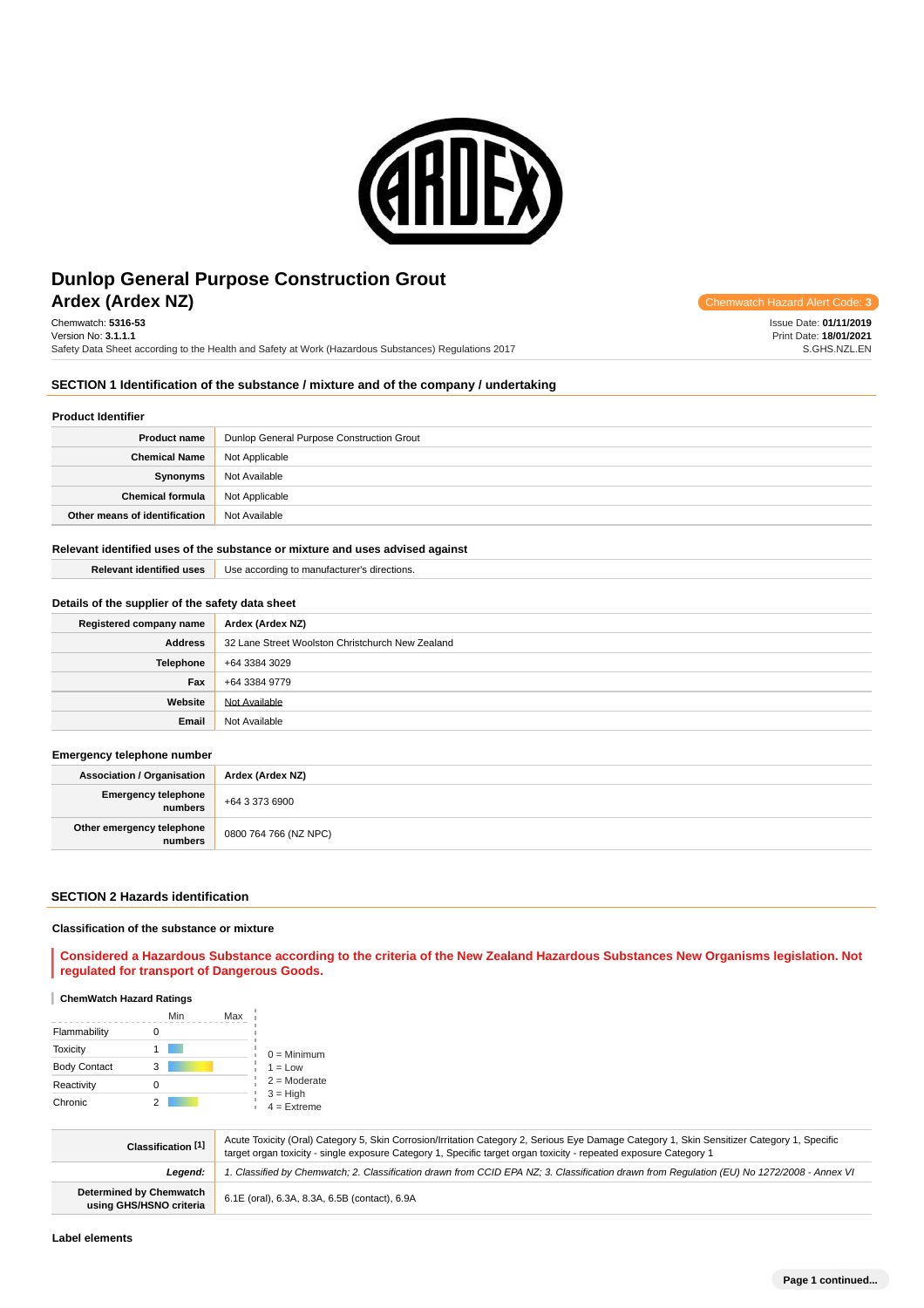# Dunlop General Purpose Construction Grout
## Ardex (Ardex NZ)

Chemwatch Hazard Alert Code: **3**

Chemwatch: **5316-53**
Version No: **3.1.1.1**
Safety Data Sheet according to the Health and Safety at Work (Hazardous Substances) Regulations 2017

Issue Date: **01/11/2019**
Print Date: **18/01/2021**
S.GHS.NZL.EN

## SECTION 1 Identification of the substance / mixture and of the company / undertaking

### Product Identifier

| | |
|---|---|
| **Product name** | Dunlop General Purpose Construction Grout |
| **Chemical Name** | Not Applicable |
| **Synonyms** | Not Available |
| **Chemical formula** | Not Applicable |
| **Other means of identification** | Not Available |

### Relevant identified uses of the substance or mixture and uses advised against

| | |
|---|---|
| **Relevant identified uses** | Use according to manufacturer's directions. |

### Details of the supplier of the safety data sheet

| | |
|---|---|
| **Registered company name** | **Ardex (Ardex NZ)** |
| **Address** | 32 Lane Street Woolston Christchurch New Zealand |
| **Telephone** | +64 3384 3029 |
| **Fax** | +64 3384 9779 |
| **Website** | Not Available |
| **Email** | Not Available |

### Emergency telephone number

| | |
|---|---|
| **Association / Organisation** | **Ardex (Ardex NZ)** |
| **Emergency telephone numbers** | +64 3 373 6900 |
| **Other emergency telephone numbers** | 0800 764 766 (NZ NPC) |

## SECTION 2 Hazards identification

### Classification of the substance or mixture

**Considered a Hazardous Substance according to the criteria of the New Zealand Hazardous Substances New Organisms legislation. Not regulated for transport of Dangerous Goods.**

#### ChemWatch Hazard Ratings

| | Min | Max |
|---|---|---|
| Flammability | 0 | |
| Toxicity | 1 | |
| Body Contact | 3 | |
| Reactivity | 0 | |
| Chronic | 2 | |

0 = Minimum
1 = Low
2 = Moderate
3 = High
4 = Extreme

| | |
|---|---|
| **Classification [1]** | Acute Toxicity (Oral) Category 5, Skin Corrosion/Irritation Category 2, Serious Eye Damage Category 1, Skin Sensitizer Category 1, Specific target organ toxicity - single exposure Category 1, Specific target organ toxicity - repeated exposure Category 1 |
| ***Legend:*** | *1. Classified by Chemwatch; 2. Classification drawn from CCID EPA NZ; 3. Classification drawn from Regulation (EU) No 1272/2008 - Annex VI* |
| **Determined by Chemwatch using GHS/HSNO criteria** | 6.1E (oral), 6.3A, 8.3A, 6.5B (contact), 6.9A |

### Label elements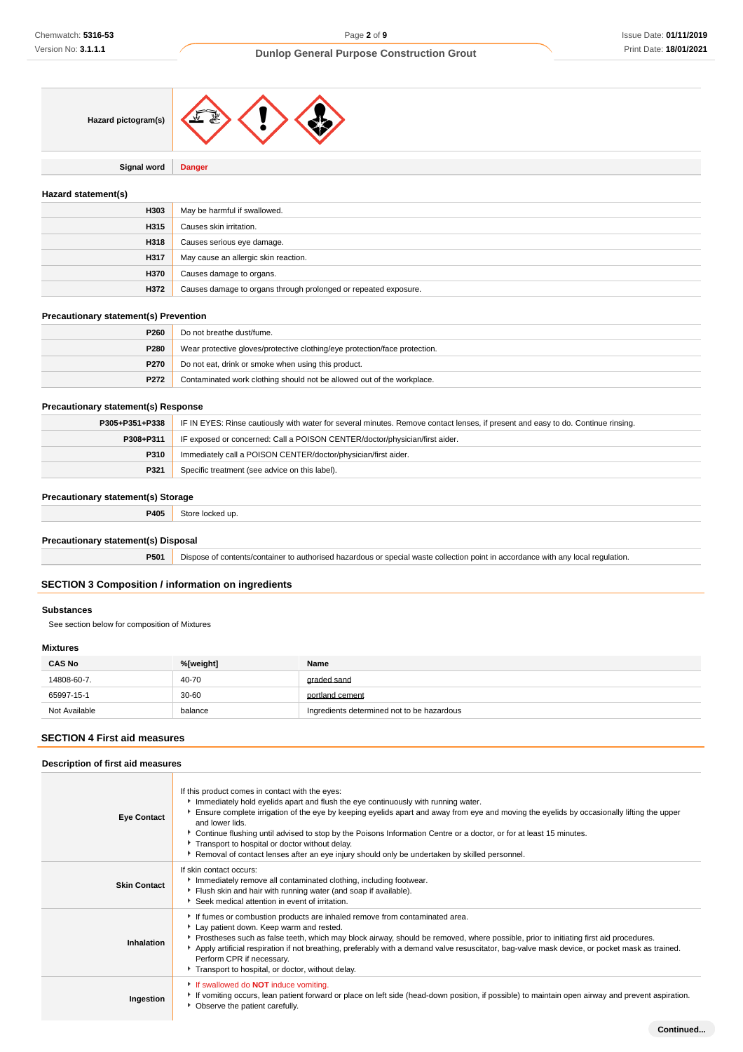| | |
|---|---|
| **Hazard pictogram(s)** | |
| **Signal word** | **Danger** |

### Hazard statement(s)

| | |
|---|---|
| **H303** | May be harmful if swallowed. |
| **H315** | Causes skin irritation. |
| **H318** | Causes serious eye damage. |
| **H317** | May cause an allergic skin reaction. |
| **H370** | Causes damage to organs. |
| **H372** | Causes damage to organs through prolonged or repeated exposure. |

### Precautionary statement(s) Prevention

| | |
|---|---|
| **P260** | Do not breathe dust/fume. |
| **P280** | Wear protective gloves/protective clothing/eye protection/face protection. |
| **P270** | Do not eat, drink or smoke when using this product. |
| **P272** | Contaminated work clothing should not be allowed out of the workplace. |

### Precautionary statement(s) Response

| | |
|---|---|
| **P305+P351+P338** | IF IN EYES: Rinse cautiously with water for several minutes. Remove contact lenses, if present and easy to do. Continue rinsing. |
| **P308+P311** | IF exposed or concerned: Call a POISON CENTER/doctor/physician/first aider. |
| **P310** | Immediately call a POISON CENTER/doctor/physician/first aider. |
| **P321** | Specific treatment (see advice on this label). |

### Precautionary statement(s) Storage

| | |
|---|---|
| **P405** | Store locked up. |

### Precautionary statement(s) Disposal

| | |
|---|---|
| **P501** | Dispose of contents/container to authorised hazardous or special waste collection point in accordance with any local regulation. |

## SECTION 3 Composition / information on ingredients

### Substances

See section below for composition of Mixtures

### Mixtures

| CAS No | %[weight] | Name |
|---|---|---|
| 14808-60-7. | 40-70 | graded sand |
| 65997-15-1 | 30-60 | portland cement |
| Not Available | balance | Ingredients determined not to be hazardous |

## SECTION 4 First aid measures

### Description of first aid measures

| | |
|---|---|
| **Eye Contact** | If this product comes in contact with the eyes:<br>▸ Immediately hold eyelids apart and flush the eye continuously with running water.<br>▸ Ensure complete irrigation of the eye by keeping eyelids apart and away from eye and moving the eyelids by occasionally lifting the upper and lower lids.<br>▸ Continue flushing until advised to stop by the Poisons Information Centre or a doctor, or for at least 15 minutes.<br>▸ Transport to hospital or doctor without delay.<br>▸ Removal of contact lenses after an eye injury should only be undertaken by skilled personnel. |
| **Skin Contact** | If skin contact occurs:<br>▸ Immediately remove all contaminated clothing, including footwear.<br>▸ Flush skin and hair with running water (and soap if available).<br>▸ Seek medical attention in event of irritation. |
| **Inhalation** | ▸ If fumes or combustion products are inhaled remove from contaminated area.<br>▸ Lay patient down. Keep warm and rested.<br>▸ Prostheses such as false teeth, which may block airway, should be removed, where possible, prior to initiating first aid procedures.<br>▸ Apply artificial respiration if not breathing, preferably with a demand valve resuscitator, bag-valve mask device, or pocket mask as trained. Perform CPR if necessary.<br>▸ Transport to hospital, or doctor, without delay. |
| **Ingestion** | ▸ If swallowed do **NOT** induce vomiting.<br>▸ If vomiting occurs, lean patient forward or place on left side (head-down position, if possible) to maintain open airway and prevent aspiration.<br>▸ Observe the patient carefully. |

Continued...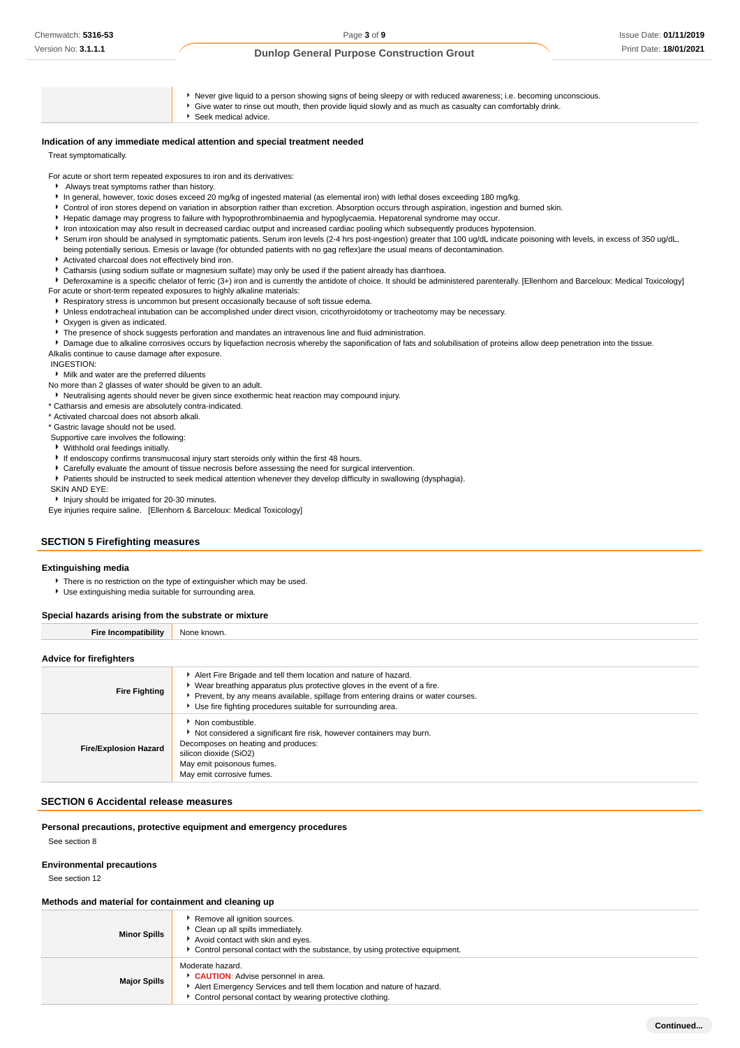| | |
|---|---|
| | - Never give liquid to a person showing signs of being sleepy or with reduced awareness; i.e. becoming unconscious.<br>- Give water to rinse out mouth, then provide liquid slowly and as much as casualty can comfortably drink.<br>- Seek medical advice. |

### Indication of any immediate medical attention and special treatment needed

Treat symptomatically.

For acute or short term repeated exposures to iron and its derivatives:

- Always treat symptoms rather than history.
- In general, however, toxic doses exceed 20 mg/kg of ingested material (as elemental iron) with lethal doses exceeding 180 mg/kg.
- Control of iron stores depend on variation in absorption rather than excretion. Absorption occurs through aspiration, ingestion and burned skin.
- Hepatic damage may progress to failure with hypoprothrombinaemia and hypoglycaemia. Hepatorenal syndrome may occur.
- Iron intoxication may also result in decreased cardiac output and increased cardiac pooling which subsequently produces hypotension.
- Serum iron should be analysed in symptomatic patients. Serum iron levels (2-4 hrs post-ingestion) greater that 100 ug/dL indicate poisoning with levels, in excess of 350 ug/dL, being potentially serious. Emesis or lavage (for obtunded patients with no gag reflex)are the usual means of decontamination.
- Activated charcoal does not effectively bind iron.
- Catharsis (using sodium sulfate or magnesium sulfate) may only be used if the patient already has diarrhoea.
- Deferoxamine is a specific chelator of ferric (3+) iron and is currently the antidote of choice. It should be administered parenterally. [Ellenhorn and Barceloux: Medical Toxicology]

For acute or short-term repeated exposures to highly alkaline materials:

- Respiratory stress is uncommon but present occasionally because of soft tissue edema.
- Unless endotracheal intubation can be accomplished under direct vision, cricothyroidotomy or tracheotomy may be necessary.
- Oxygen is given as indicated.
- The presence of shock suggests perforation and mandates an intravenous line and fluid administration.
- Damage due to alkaline corrosives occurs by liquefaction necrosis whereby the saponification of fats and solubilisation of proteins allow deep penetration into the tissue.

Alkalis continue to cause damage after exposure.

INGESTION:

- Milk and water are the preferred diluents

No more than 2 glasses of water should be given to an adult.

- Neutralising agents should never be given since exothermic heat reaction may compound injury.

* Catharsis and emesis are absolutely contra-indicated.
* Activated charcoal does not absorb alkali.
* Gastric lavage should not be used.

Supportive care involves the following:

- Withhold oral feedings initially.
- If endoscopy confirms transmucosal injury start steroids only within the first 48 hours.
- Carefully evaluate the amount of tissue necrosis before assessing the need for surgical intervention.
- Patients should be instructed to seek medical attention whenever they develop difficulty in swallowing (dysphagia).

SKIN AND EYE:

- Injury should be irrigated for 20-30 minutes.

Eye injuries require saline. [Ellenhorn & Barceloux: Medical Toxicology]

## SECTION 5 Firefighting measures

### Extinguishing media

- There is no restriction on the type of extinguisher which may be used.
- Use extinguishing media suitable for surrounding area.

### Special hazards arising from the substrate or mixture

| | |
|---|---|
| **Fire Incompatibility** | None known. |

### Advice for firefighters

| | |
|---|---|
| **Fire Fighting** | - Alert Fire Brigade and tell them location and nature of hazard.<br>- Wear breathing apparatus plus protective gloves in the event of a fire.<br>- Prevent, by any means available, spillage from entering drains or water courses.<br>- Use fire fighting procedures suitable for surrounding area. |
| **Fire/Explosion Hazard** | - Non combustible.<br>- Not considered a significant fire risk, however containers may burn.<br>Decomposes on heating and produces:<br>silicon dioxide ($SiO_2$)<br>May emit poisonous fumes.<br>May emit corrosive fumes. |

## SECTION 6 Accidental release measures

### Personal precautions, protective equipment and emergency procedures

See section 8

### Environmental precautions

See section 12

### Methods and material for containment and cleaning up

| | |
|---|---|
| **Minor Spills** | - Remove all ignition sources.<br>- Clean up all spills immediately.<br>- Avoid contact with skin and eyes.<br>- Control personal contact with the substance, by using protective equipment. |
| **Major Spills** | Moderate hazard.<br>- **CAUTION**: Advise personnel in area.<br>- Alert Emergency Services and tell them location and nature of hazard.<br>- Control personal contact by wearing protective clothing. |

**Continued...**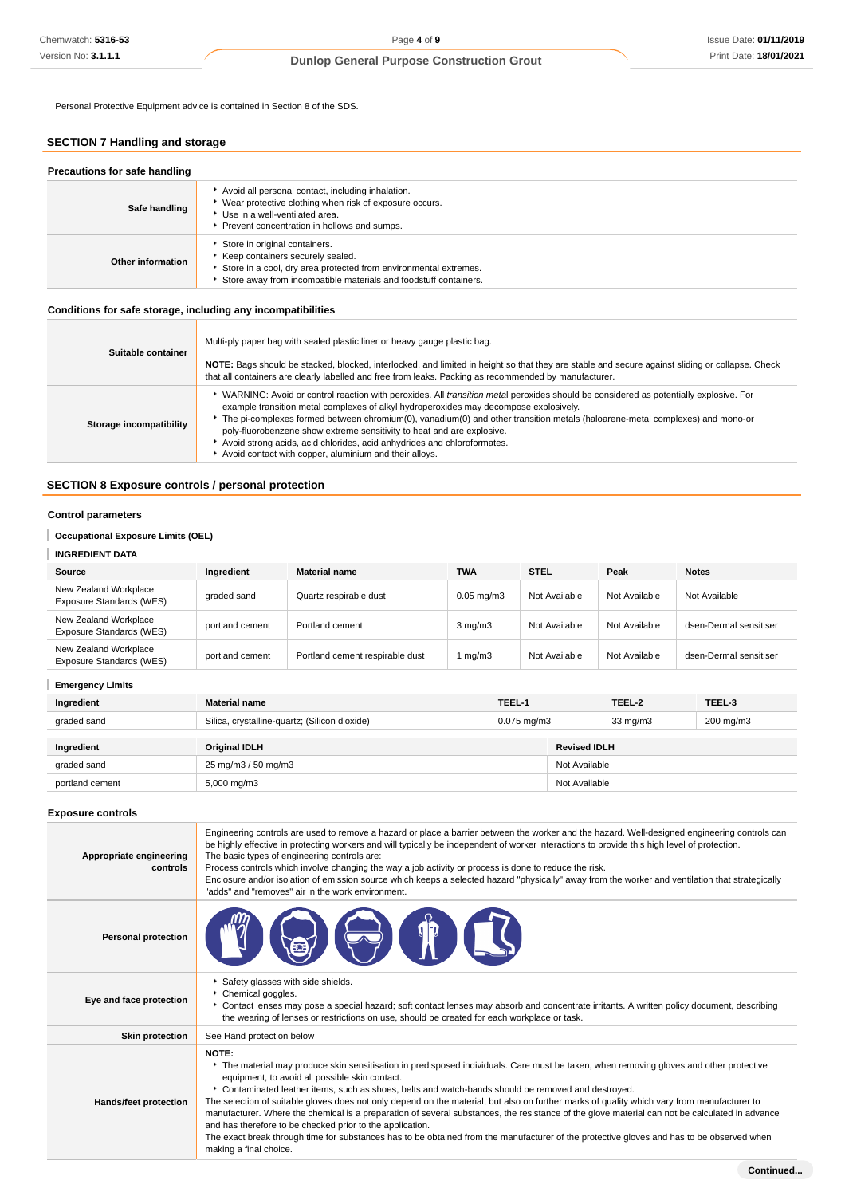Personal Protective Equipment advice is contained in Section 8 of the SDS.

## SECTION 7 Handling and storage

### Precautions for safe handling

| | |
|---|---|
| **Safe handling** | ‣ Avoid all personal contact, including inhalation.<br>‣ Wear protective clothing when risk of exposure occurs.<br>‣ Use in a well-ventilated area.<br>‣ Prevent concentration in hollows and sumps. |
| **Other information** | ‣ Store in original containers.<br>‣ Keep containers securely sealed.<br>‣ Store in a cool, dry area protected from environmental extremes.<br>‣ Store away from incompatible materials and foodstuff containers. |

### Conditions for safe storage, including any incompatibilities

| | |
|---|---|
| **Suitable container** | Multi-ply paper bag with sealed plastic liner or heavy gauge plastic bag.<br><br>**NOTE:** Bags should be stacked, blocked, interlocked, and limited in height so that they are stable and secure against sliding or collapse. Check that all containers are clearly labelled and free from leaks. Packing as recommended by manufacturer. |
| **Storage incompatibility** | ‣ WARNING: Avoid or control reaction with peroxides. All *transition metal* peroxides should be considered as potentially explosive. For example transition metal complexes of alkyl hydroperoxides may decompose explosively.<br>‣ The pi-complexes formed between chromium(0), vanadium(0) and other transition metals (haloarene-metal complexes) and mono-or poly-fluorobenzene show extreme sensitivity to heat and are explosive.<br>‣ Avoid strong acids, acid chlorides, acid anhydrides and chloroformates.<br>‣ Avoid contact with copper, aluminium and their alloys. |

## SECTION 8 Exposure controls / personal protection

### Control parameters

**Occupational Exposure Limits (OEL)**

**INGREDIENT DATA**

| Source | Ingredient | Material name | TWA | STEL | Peak | Notes |
|---|---|---|---|---|---|---|
| New Zealand Workplace Exposure Standards (WES) | graded sand | Quartz respirable dust | 0.05 mg/m3 | Not Available | Not Available | Not Available |
| New Zealand Workplace Exposure Standards (WES) | portland cement | Portland cement | 3 mg/m3 | Not Available | Not Available | dsen-Dermal sensitiser |
| New Zealand Workplace Exposure Standards (WES) | portland cement | Portland cement respirable dust | 1 mg/m3 | Not Available | Not Available | dsen-Dermal sensitiser |

**Emergency Limits**

| Ingredient | Material name | TEEL-1 | TEEL-2 | TEEL-3 |
|---|---|---|---|---|
| graded sand | Silica, crystalline-quartz; (Silicon dioxide) | 0.075 mg/m3 | 33 mg/m3 | 200 mg/m3 |

| Ingredient | Original IDLH | Revised IDLH |
|---|---|---|
| graded sand | 25 mg/m3 / 50 mg/m3 | Not Available |
| portland cement | 5,000 mg/m3 | Not Available |

### Exposure controls

| | |
|---|---|
| **Appropriate engineering controls** | Engineering controls are used to remove a hazard or place a barrier between the worker and the hazard. Well-designed engineering controls can be highly effective in protecting workers and will typically be independent of worker interactions to provide this high level of protection.<br>The basic types of engineering controls are:<br>Process controls which involve changing the way a job activity or process is done to reduce the risk.<br>Enclosure and/or isolation of emission source which keeps a selected hazard "physically" away from the worker and ventilation that strategically "adds" and "removes" air in the work environment. |
| **Personal protection** | |
| **Eye and face protection** | ‣ Safety glasses with side shields.<br>‣ Chemical goggles.<br>‣ Contact lenses may pose a special hazard; soft contact lenses may absorb and concentrate irritants. A written policy document, describing the wearing of lenses or restrictions on use, should be created for each workplace or task. |
| **Skin protection** | See Hand protection below |
| **Hands/feet protection** | **NOTE:**<br>‣ The material may produce skin sensitisation in predisposed individuals. Care must be taken, when removing gloves and other protective equipment, to avoid all possible skin contact.<br>‣ Contaminated leather items, such as shoes, belts and watch-bands should be removed and destroyed.<br>The selection of suitable gloves does not only depend on the material, but also on further marks of quality which vary from manufacturer to manufacturer. Where the chemical is a preparation of several substances, the resistance of the glove material can not be calculated in advance and has therefore to be checked prior to the application.<br>The exact break through time for substances has to be obtained from the manufacturer of the protective gloves and has to be observed when making a final choice. |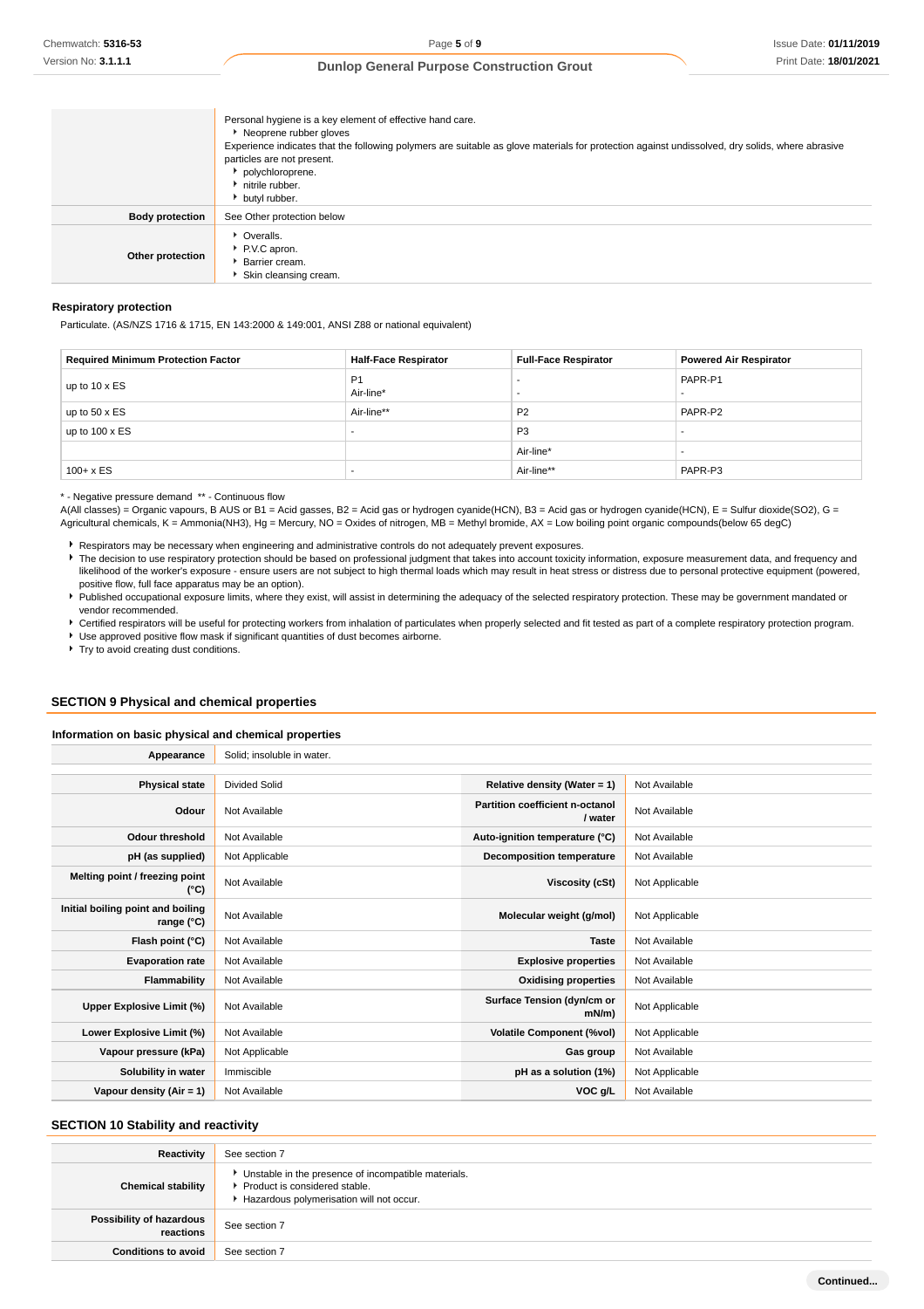| | |
|---|---|
| | Personal hygiene is a key element of effective hand care.<br>- Neoprene rubber gloves<br>Experience indicates that the following polymers are suitable as glove materials for protection against undissolved, dry solids, where abrasive particles are not present.<br>- polychloroprene.<br>- nitrile rubber.<br>- butyl rubber. |
| **Body protection** | See Other protection below |
| **Other protection** | - Overalls.<br>- P.V.C apron.<br>- Barrier cream.<br>- Skin cleansing cream. |

### Respiratory protection

Particulate. (AS/NZS 1716 & 1715, EN 143:2000 & 149:001, ANSI Z88 or national equivalent)

| Required Minimum Protection Factor | Half-Face Respirator | Full-Face Respirator | Powered Air Respirator |
|---|---|---|---|
| up to 10 x ES | P1<br>Air-line* | -<br>- | PAPR-P1<br>- |
| up to 50 x ES | Air-line** | P2 | PAPR-P2 |
| up to 100 x ES | - | P3 | - |
| | | Air-line* | - |
| 100+ x ES | - | Air-line** | PAPR-P3 |

* - Negative pressure demand  ** - Continuous flow
A(All classes) = Organic vapours, B AUS or B1 = Acid gasses, B2 = Acid gas or hydrogen cyanide(HCN), B3 = Acid gas or hydrogen cyanide(HCN), E = Sulfur dioxide($SO_2$), G = Agricultural chemicals, K = Ammonia($NH_3$), Hg = Mercury, NO = Oxides of nitrogen, MB = Methyl bromide, AX = Low boiling point organic compounds(below 65 degC)

- Respirators may be necessary when engineering and administrative controls do not adequately prevent exposures.
- The decision to use respiratory protection should be based on professional judgment that takes into account toxicity information, exposure measurement data, and frequency and likelihood of the worker's exposure - ensure users are not subject to high thermal loads which may result in heat stress or distress due to personal protective equipment (powered, positive flow, full face apparatus may be an option).
- Published occupational exposure limits, where they exist, will assist in determining the adequacy of the selected respiratory protection. These may be government mandated or vendor recommended.
- Certified respirators will be useful for protecting workers from inhalation of particulates when properly selected and fit tested as part of a complete respiratory protection program.
- Use approved positive flow mask if significant quantities of dust becomes airborne.
- Try to avoid creating dust conditions.

## SECTION 9 Physical and chemical properties

### Information on basic physical and chemical properties

| | | | |
|---|---|---|---|
| **Appearance** | Solid; insoluble in water. | | |
| **Physical state** | Divided Solid | **Relative density (Water = 1)** | Not Available |
| **Odour** | Not Available | **Partition coefficient n-octanol / water** | Not Available |
| **Odour threshold** | Not Available | **Auto-ignition temperature (°C)** | Not Available |
| **pH (as supplied)** | Not Applicable | **Decomposition temperature** | Not Available |
| **Melting point / freezing point (°C)** | Not Available | **Viscosity (cSt)** | Not Applicable |
| **Initial boiling point and boiling range (°C)** | Not Available | **Molecular weight (g/mol)** | Not Applicable |
| **Flash point (°C)** | Not Available | **Taste** | Not Available |
| **Evaporation rate** | Not Available | **Explosive properties** | Not Available |
| **Flammability** | Not Available | **Oxidising properties** | Not Available |
| **Upper Explosive Limit (%)** | Not Available | **Surface Tension (dyn/cm or mN/m)** | Not Applicable |
| **Lower Explosive Limit (%)** | Not Available | **Volatile Component (%vol)** | Not Applicable |
| **Vapour pressure (kPa)** | Not Applicable | **Gas group** | Not Available |
| **Solubility in water** | Immiscible | **pH as a solution (1%)** | Not Applicable |
| **Vapour density (Air = 1)** | Not Available | **VOC g/L** | Not Available |

## SECTION 10 Stability and reactivity

| | |
|---|---|
| **Reactivity** | See section 7 |
| **Chemical stability** | - Unstable in the presence of incompatible materials.<br>- Product is considered stable.<br>- Hazardous polymerisation will not occur. |
| **Possibility of hazardous reactions** | See section 7 |
| **Conditions to avoid** | See section 7 |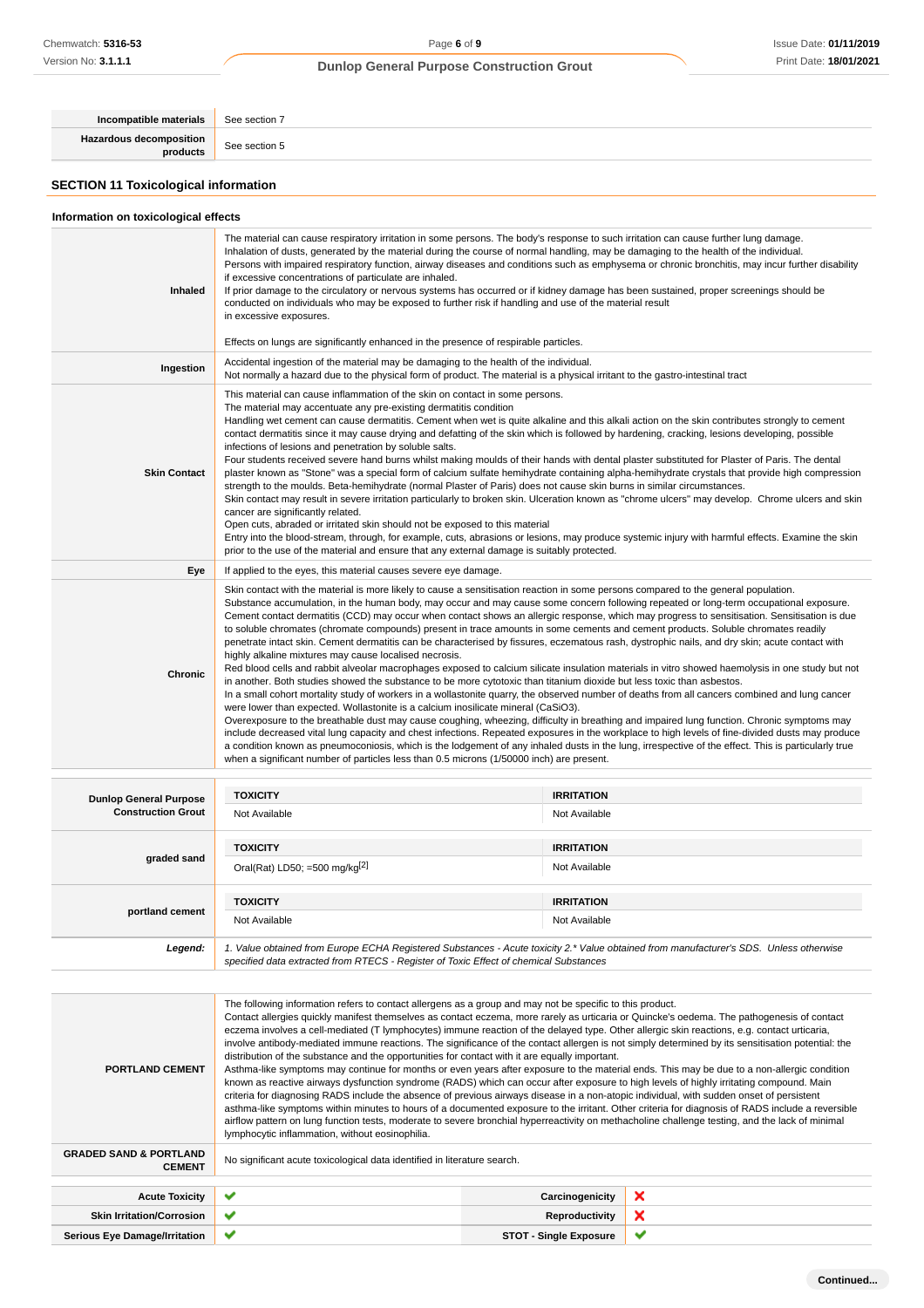| | |
|---|---|
| **Incompatible materials** | See section 7 |
| **Hazardous decomposition products** | See section 5 |

## SECTION 11 Toxicological information

### Information on toxicological effects

| | |
|---|---|
| **Inhaled** | The material can cause respiratory irritation in some persons. The body's response to such irritation can cause further lung damage. Inhalation of dusts, generated by the material during the course of normal handling, may be damaging to the health of the individual. Persons with impaired respiratory function, airway diseases and conditions such as emphysema or chronic bronchitis, may incur further disability if excessive concentrations of particulate are inhaled. If prior damage to the circulatory or nervous systems has occurred or if kidney damage has been sustained, proper screenings should be conducted on individuals who may be exposed to further risk if handling and use of the material result in excessive exposures.<br><br>Effects on lungs are significantly enhanced in the presence of respirable particles. |
| **Ingestion** | Accidental ingestion of the material may be damaging to the health of the individual.<br>Not normally a hazard due to the physical form of product. The material is a physical irritant to the gastro-intestinal tract |
| **Skin Contact** | This material can cause inflammation of the skin on contact in some persons.<br>The material may accentuate any pre-existing dermatitis condition<br>Handling wet cement can cause dermatitis. Cement when wet is quite alkaline and this alkali action on the skin contributes strongly to cement contact dermatitis since it may cause drying and defatting of the skin which is followed by hardening, cracking, lesions developing, possible infections of lesions and penetration by soluble salts.<br>Four students received severe hand burns whilst making moulds of their hands with dental plaster substituted for Plaster of Paris. The dental plaster known as "Stone" was a special form of calcium sulfate hemihydrate containing alpha-hemihydrate crystals that provide high compression strength to the moulds. Beta-hemihydrate (normal Plaster of Paris) does not cause skin burns in similar circumstances.<br>Skin contact may result in severe irritation particularly to broken skin. Ulceration known as "chrome ulcers" may develop. Chrome ulcers and skin cancer are significantly related.<br>Open cuts, abraded or irritated skin should not be exposed to this material<br>Entry into the blood-stream, through, for example, cuts, abrasions or lesions, may produce systemic injury with harmful effects. Examine the skin prior to the use of the material and ensure that any external damage is suitably protected. |
| **Eye** | If applied to the eyes, this material causes severe eye damage. |
| **Chronic** | Skin contact with the material is more likely to cause a sensitisation reaction in some persons compared to the general population.<br>Substance accumulation, in the human body, may occur and may cause some concern following repeated or long-term occupational exposure.<br>Cement contact dermatitis (CCD) may occur when contact shows an allergic response, which may progress to sensitisation. Sensitisation is due to soluble chromates (chromate compounds) present in trace amounts in some cements and cement products. Soluble chromates readily penetrate intact skin. Cement dermatitis can be characterised by fissures, eczematous rash, dystrophic nails, and dry skin; acute contact with highly alkaline mixtures may cause localised necrosis.<br>Red blood cells and rabbit alveolar macrophages exposed to calcium silicate insulation materials in vitro showed haemolysis in one study but not in another. Both studies showed the substance to be more cytotoxic than titanium dioxide but less toxic than asbestos.<br>In a small cohort mortality study of workers in a wollastonite quarry, the observed number of deaths from all cancers combined and lung cancer were lower than expected. Wollastonite is a calcium inosilicate mineral ($CaSiO_3$).<br>Overexposure to the breathable dust may cause coughing, wheezing, difficulty in breathing and impaired lung function. Chronic symptoms may include decreased vital lung capacity and chest infections. Repeated exposures in the workplace to high levels of fine-divided dusts may produce a condition known as pneumoconiosis, which is the lodgement of any inhaled dusts in the lung, irrespective of the effect. This is particularly true when a significant number of particles less than 0.5 microns (1/50000 inch) are present. |

| | TOXICITY | IRRITATION |
|---|---|---|
| **Dunlop General Purpose Construction Grout** | Not Available | Not Available |
| **graded sand** | Oral(Rat) LD50; =500 mg/kg[2] | Not Available |
| **portland cement** | Not Available | Not Available |
| ***Legend:*** | *1. Value obtained from Europe ECHA Registered Substances - Acute toxicity 2.\* Value obtained from manufacturer's SDS. Unless otherwise specified data extracted from RTECS - Register of Toxic Effect of chemical Substances* | |

| | |
|---|---|
| **PORTLAND CEMENT** | The following information refers to contact allergens as a group and may not be specific to this product.<br>Contact allergies quickly manifest themselves as contact eczema, more rarely as urticaria or Quincke's oedema. The pathogenesis of contact eczema involves a cell-mediated (T lymphocytes) immune reaction of the delayed type. Other allergic skin reactions, e.g. contact urticaria, involve antibody-mediated immune reactions. The significance of the contact allergen is not simply determined by its sensitisation potential: the distribution of the substance and the opportunities for contact with it are equally important.<br>Asthma-like symptoms may continue for months or even years after exposure to the material ends. This may be due to a non-allergic condition known as reactive airways dysfunction syndrome (RADS) which can occur after exposure to high levels of highly irritating compound. Main criteria for diagnosing RADS include the absence of previous airways disease in a non-atopic individual, with sudden onset of persistent asthma-like symptoms within minutes to hours of a documented exposure to the irritant. Other criteria for diagnosis of RADS include a reversible airflow pattern on lung function tests, moderate to severe bronchial hyperreactivity on methacholine challenge testing, and the lack of minimal lymphocytic inflammation, without eosinophilia. |
| **GRADED SAND & PORTLAND CEMENT** | No significant acute toxicological data identified in literature search. |

| | | | |
|---|---|---|---|
| **Acute Toxicity** | ✔ | **Carcinogenicity** | ✘ |
| **Skin Irritation/Corrosion** | ✔ | **Reproductivity** | ✘ |
| **Serious Eye Damage/Irritation** | ✔ | **STOT - Single Exposure** | ✔ |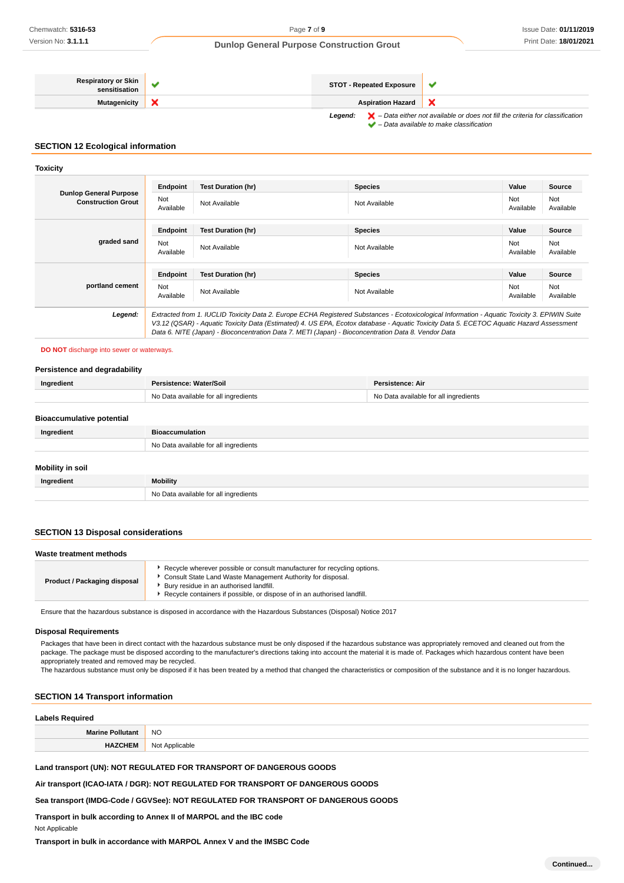| Respiratory or Skin sensitisation | ✔ | STOT - Repeated Exposure | ✔ |
|---|---|---|---|
| Mutagenicity | ✘ | Aspiration Hazard | ✘ |

*Legend:* ✘ – *Data either not available or does not fill the criteria for classification*
✔ – *Data available to make classification*

## SECTION 12 Ecological information

### Toxicity

| Dunlop General Purpose Construction Grout | Endpoint | Test Duration (hr) | Species | Value | Source |
|---|---|---|---|---|---|
| | Not Available | Not Available | Not Available | Not Available | Not Available |
| **graded sand** | **Endpoint** | **Test Duration (hr)** | **Species** | **Value** | **Source** |
| | Not Available | Not Available | Not Available | Not Available | Not Available |
| **portland cement** | **Endpoint** | **Test Duration (hr)** | **Species** | **Value** | **Source** |
| | Not Available | Not Available | Not Available | Not Available | Not Available |
| ***Legend:*** | *Extracted from 1. IUCLID Toxicity Data 2. Europe ECHA Registered Substances - Ecotoxicological Information - Aquatic Toxicity 3. EPIWIN Suite V3.12 (QSAR) - Aquatic Toxicity Data (Estimated) 4. US EPA, Ecotox database - Aquatic Toxicity Data 5. ECETOC Aquatic Hazard Assessment Data 6. NITE (Japan) - Bioconcentration Data 7. METI (Japan) - Bioconcentration Data 8. Vendor Data* | | | | |

**DO NOT** discharge into sewer or waterways.

### Persistence and degradability

| Ingredient | Persistence: Water/Soil | Persistence: Air |
|---|---|---|
| | No Data available for all ingredients | No Data available for all ingredients |

### Bioaccumulative potential

| Ingredient | Bioaccumulation |
|---|---|
| | No Data available for all ingredients |

### Mobility in soil

| Ingredient | Mobility |
|---|---|
| | No Data available for all ingredients |

## SECTION 13 Disposal considerations

### Waste treatment methods

| Product / Packaging disposal | • Recycle wherever possible or consult manufacturer for recycling options.<br>• Consult State Land Waste Management Authority for disposal.<br>• Bury residue in an authorised landfill.<br>• Recycle containers if possible, or dispose of in an authorised landfill. |
|---|---|

Ensure that the hazardous substance is disposed in accordance with the Hazardous Substances (Disposal) Notice 2017

### Disposal Requirements

Packages that have been in direct contact with the hazardous substance must be only disposed if the hazardous substance was appropriately removed and cleaned out from the package. The package must be disposed according to the manufacturer's directions taking into account the material it is made of. Packages which hazardous content have been appropriately treated and removed may be recycled.
The hazardous substance must only be disposed if it has been treated by a method that changed the characteristics or composition of the substance and it is no longer hazardous.

## SECTION 14 Transport information

### Labels Required

| Marine Pollutant | NO |
|---|---|
| HAZCHEM | Not Applicable |

**Land transport (UN): NOT REGULATED FOR TRANSPORT OF DANGEROUS GOODS**

**Air transport (ICAO-IATA / DGR): NOT REGULATED FOR TRANSPORT OF DANGEROUS GOODS**

**Sea transport (IMDG-Code / GGVSee): NOT REGULATED FOR TRANSPORT OF DANGEROUS GOODS**

**Transport in bulk according to Annex II of MARPOL and the IBC code**

Not Applicable

**Transport in bulk in accordance with MARPOL Annex V and the IMSBC Code**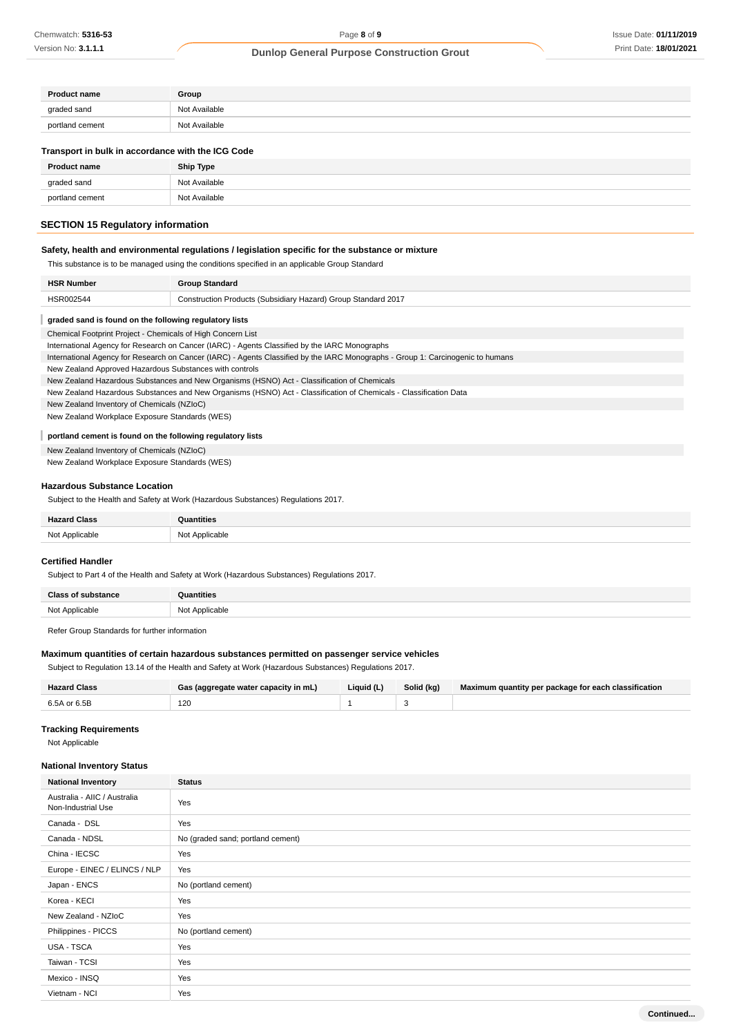| Product name | Group |
| --- | --- |
| graded sand | Not Available |
| portland cement | Not Available |

### Transport in bulk in accordance with the ICG Code

| Product name | Ship Type |
| --- | --- |
| graded sand | Not Available |
| portland cement | Not Available |

## SECTION 15 Regulatory information

### Safety, health and environmental regulations / legislation specific for the substance or mixture

This substance is to be managed using the conditions specified in an applicable Group Standard

| HSR Number | Group Standard |
| --- | --- |
| HSR002544 | Construction Products (Subsidiary Hazard) Group Standard 2017 |

**graded sand is found on the following regulatory lists**

Chemical Footprint Project - Chemicals of High Concern List
International Agency for Research on Cancer (IARC) - Agents Classified by the IARC Monographs
International Agency for Research on Cancer (IARC) - Agents Classified by the IARC Monographs - Group 1: Carcinogenic to humans
New Zealand Approved Hazardous Substances with controls
New Zealand Hazardous Substances and New Organisms (HSNO) Act - Classification of Chemicals
New Zealand Hazardous Substances and New Organisms (HSNO) Act - Classification of Chemicals - Classification Data
New Zealand Inventory of Chemicals (NZIoC)
New Zealand Workplace Exposure Standards (WES)

**portland cement is found on the following regulatory lists**

New Zealand Inventory of Chemicals (NZIoC)
New Zealand Workplace Exposure Standards (WES)

### Hazardous Substance Location

Subject to the Health and Safety at Work (Hazardous Substances) Regulations 2017.

| Hazard Class | Quantities |
| --- | --- |
| Not Applicable | Not Applicable |

### Certified Handler

Subject to Part 4 of the Health and Safety at Work (Hazardous Substances) Regulations 2017.

| Class of substance | Quantities |
| --- | --- |
| Not Applicable | Not Applicable |

Refer Group Standards for further information

### Maximum quantities of certain hazardous substances permitted on passenger service vehicles

Subject to Regulation 13.14 of the Health and Safety at Work (Hazardous Substances) Regulations 2017.

| Hazard Class | Gas (aggregate water capacity in mL) | Liquid (L) | Solid (kg) | Maximum quantity per package for each classification |
| --- | --- | --- | --- | --- |
| 6.5A or 6.5B | 120 | 1 | 3 | |

### Tracking Requirements

Not Applicable

### National Inventory Status

| National Inventory | Status |
| --- | --- |
| Australia - AIIC / Australia Non-Industrial Use | Yes |
| Canada - DSL | Yes |
| Canada - NDSL | No (graded sand; portland cement) |
| China - IECSC | Yes |
| Europe - EINEC / ELINCS / NLP | Yes |
| Japan - ENCS | No (portland cement) |
| Korea - KECI | Yes |
| New Zealand - NZIoC | Yes |
| Philippines - PICCS | No (portland cement) |
| USA - TSCA | Yes |
| Taiwan - TCSI | Yes |
| Mexico - INSQ | Yes |
| Vietnam - NCI | Yes |

Continued...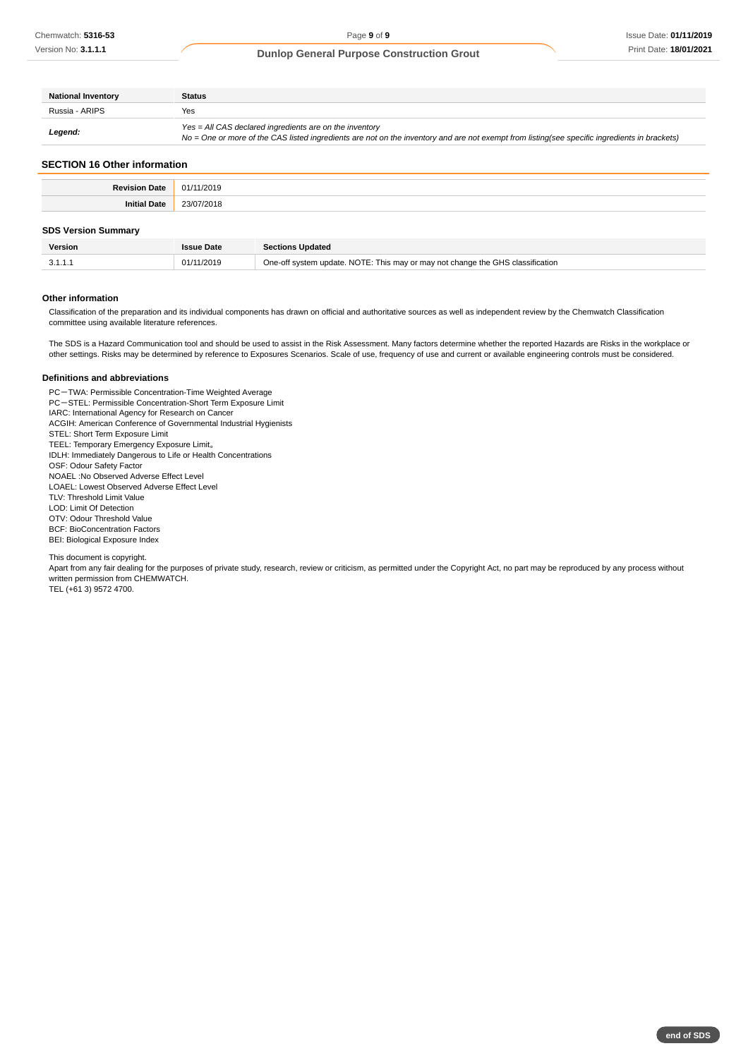| National Inventory | Status |
| --- | --- |
| Russia - ARIPS | Yes |
| **Legend:** | *Yes = All CAS declared ingredients are on the inventory*<br>*No = One or more of the CAS listed ingredients are not on the inventory and are not exempt from listing(see specific ingredients in brackets)* |

## SECTION 16 Other information

| | |
| --- | --- |
| **Revision Date** | 01/11/2019 |
| **Initial Date** | 23/07/2018 |

### SDS Version Summary

| Version | Issue Date | Sections Updated |
| --- | --- | --- |
| 3.1.1.1 | 01/11/2019 | One-off system update. NOTE: This may or may not change the GHS classification |

### Other information

Classification of the preparation and its individual components has drawn on official and authoritative sources as well as independent review by the Chemwatch Classification committee using available literature references.

The SDS is a Hazard Communication tool and should be used to assist in the Risk Assessment. Many factors determine whether the reported Hazards are Risks in the workplace or other settings. Risks may be determined by reference to Exposures Scenarios. Scale of use, frequency of use and current or available engineering controls must be considered.

### Definitions and abbreviations

PC－TWA: Permissible Concentration-Time Weighted Average
PC－STEL: Permissible Concentration-Short Term Exposure Limit
IARC: International Agency for Research on Cancer
ACGIH: American Conference of Governmental Industrial Hygienists
STEL: Short Term Exposure Limit
TEEL: Temporary Emergency Exposure Limit。
IDLH: Immediately Dangerous to Life or Health Concentrations
OSF: Odour Safety Factor
NOAEL :No Observed Adverse Effect Level
LOAEL: Lowest Observed Adverse Effect Level
TLV: Threshold Limit Value
LOD: Limit Of Detection
OTV: Odour Threshold Value
BCF: BioConcentration Factors
BEI: Biological Exposure Index

This document is copyright.
Apart from any fair dealing for the purposes of private study, research, review or criticism, as permitted under the Copyright Act, no part may be reproduced by any process without written permission from CHEMWATCH.
TEL (+61 3) 9572 4700.

end of SDS